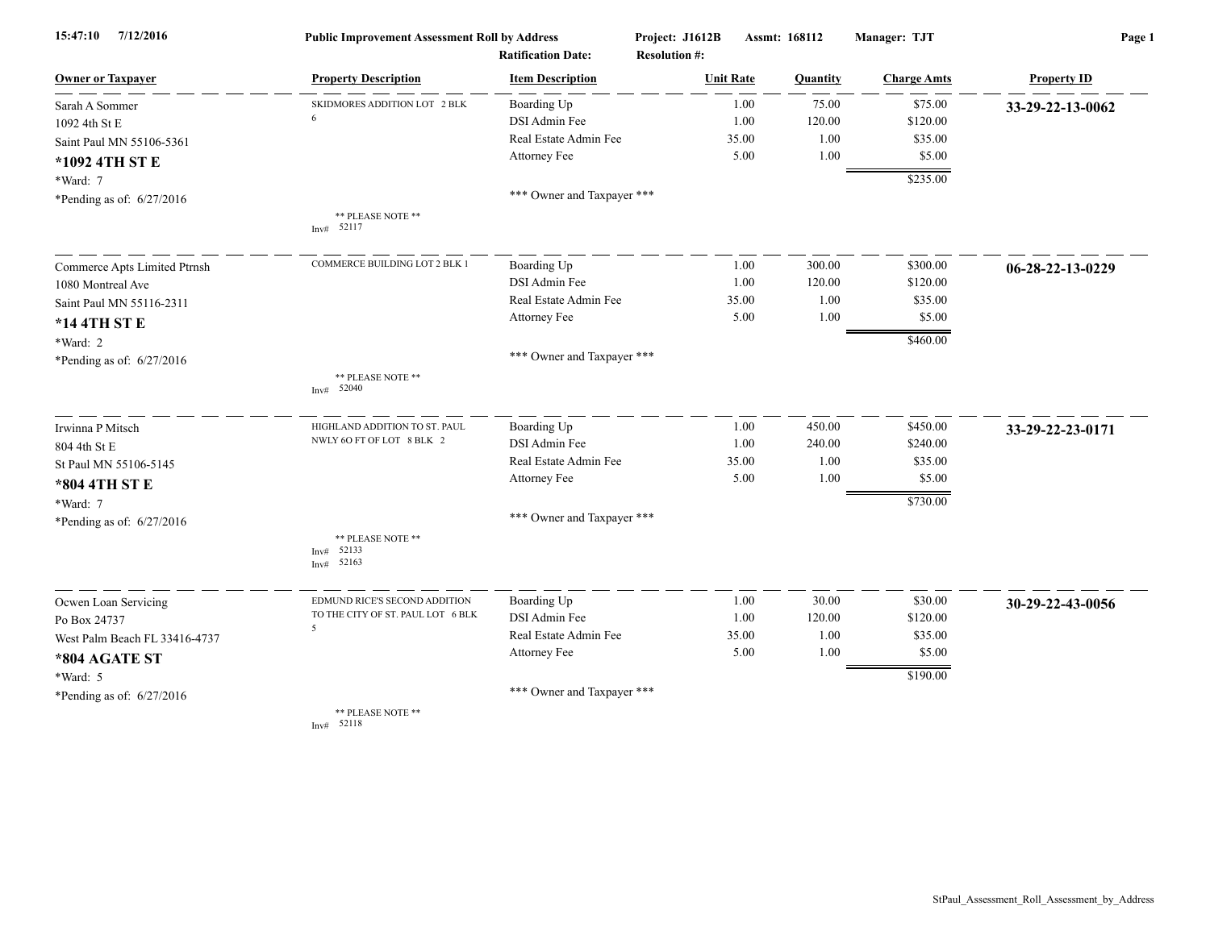**15:47:10 7/12/2016** **Public Improvement Assessment Roll by Address** **Project: J1612B** **Assmt: 168112** **Manager: TJT**

**Ratification Date:** **Resolution #:**

| Owner or Taxpayer | Property Description | Item Description | Unit Rate | Quantity | Charge Amts | Property ID |
|---|---|---|---|---|---|---|
| Sarah A Sommer<br>1092 4th St E<br>Saint Paul MN 55106-5361<br>**\*1092 4TH ST E**<br>\*Ward: 7<br>\*Pending as of: 6/27/2016 | SKIDMORES ADDITION LOT 2 BLK 6<br><br>** PLEASE NOTE **<br>Inv# 52117 | Boarding Up<br>DSI Admin Fee<br>Real Estate Admin Fee<br>Attorney Fee<br><br>*** Owner and Taxpayer *** | 1.00<br>1.00<br>35.00<br>5.00 | 75.00<br>120.00<br>1.00<br>1.00 | $75.00<br>$120.00<br>$35.00<br>$5.00<br>$235.00 | **33-29-22-13-0062** |
| Commerce Apts Limited Ptrnsh<br>1080 Montreal Ave<br>Saint Paul MN 55116-2311<br>**\*14 4TH ST E**<br>\*Ward: 2<br>\*Pending as of: 6/27/2016 | COMMERCE BUILDING LOT 2 BLK 1<br><br>** PLEASE NOTE **<br>Inv# 52040 | Boarding Up<br>DSI Admin Fee<br>Real Estate Admin Fee<br>Attorney Fee<br><br>*** Owner and Taxpayer *** | 1.00<br>1.00<br>35.00<br>5.00 | 300.00<br>120.00<br>1.00<br>1.00 | $300.00<br>$120.00<br>$35.00<br>$5.00<br>$460.00 | **06-28-22-13-0229** |
| Irwinna P Mitsch<br>804 4th St E<br>St Paul MN 55106-5145<br>**\*804 4TH ST E**<br>\*Ward: 7<br>\*Pending as of: 6/27/2016 | HIGHLAND ADDITION TO ST. PAUL NWLY 6O FT OF LOT 8 BLK 2<br><br>** PLEASE NOTE **<br>Inv# 52133<br>Inv# 52163 | Boarding Up<br>DSI Admin Fee<br>Real Estate Admin Fee<br>Attorney Fee<br><br>*** Owner and Taxpayer *** | 1.00<br>1.00<br>35.00<br>5.00 | 450.00<br>240.00<br>1.00<br>1.00 | $450.00<br>$240.00<br>$35.00<br>$5.00<br>$730.00 | **33-29-22-23-0171** |
| Ocwen Loan Servicing<br>Po Box 24737<br>West Palm Beach FL 33416-4737<br>**\*804 AGATE ST**<br>\*Ward: 5<br>\*Pending as of: 6/27/2016 | EDMUND RICE'S SECOND ADDITION TO THE CITY OF ST. PAUL LOT 6 BLK 5<br><br>** PLEASE NOTE **<br>Inv# 52118 | Boarding Up<br>DSI Admin Fee<br>Real Estate Admin Fee<br>Attorney Fee<br><br>*** Owner and Taxpayer *** | 1.00<br>1.00<br>35.00<br>5.00 | 30.00<br>120.00<br>1.00<br>1.00 | $30.00<br>$120.00<br>$35.00<br>$5.00<br>$190.00 | **30-29-22-43-0056** |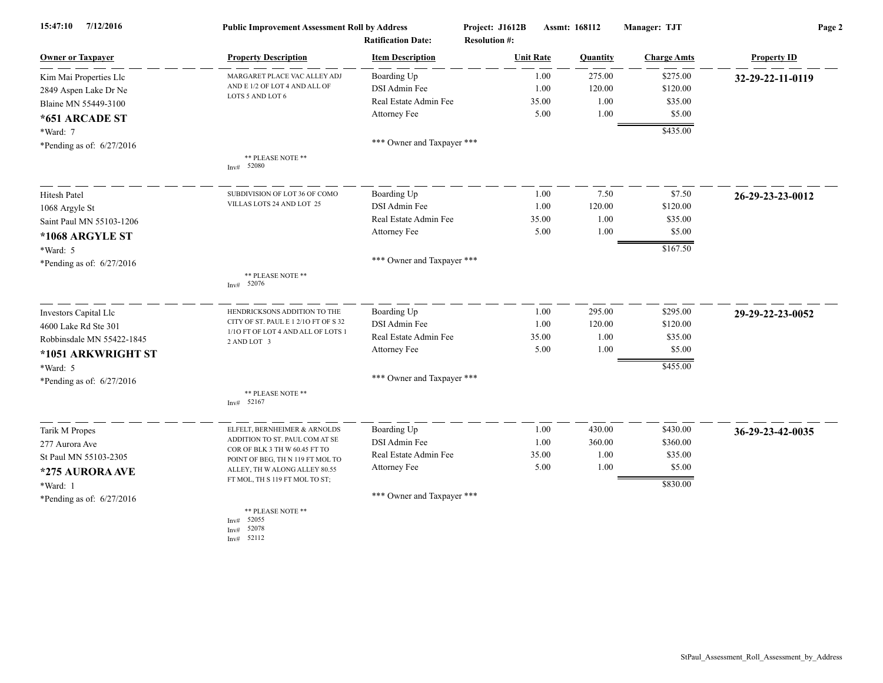**15:47:10 7/12/2016** — **Public Improvement Assessment Roll by Address** — **Project: J1612B** **Assmt: 168112** **Manager: TJT**

**Ratification Date:** **Resolution #:**

| Owner or Taxpayer | Property Description | Item Description | Unit Rate | Quantity | Charge Amts | Property ID |
|---|---|---|---|---|---|---|
| Kim Mai Properties Llc | MARGARET PLACE VAC ALLEY ADJ AND E 1/2 OF LOT 4 AND ALL OF LOTS 5 AND LOT 6 | Boarding Up | 1.00 | 275.00 | $275.00 | **32-29-22-11-0119** |
| 2849 Aspen Lake Dr Ne | | DSI Admin Fee | 1.00 | 120.00 | $120.00 | |
| Blaine MN 55449-3100 | | Real Estate Admin Fee | 35.00 | 1.00 | $35.00 | |
| **\*651 ARCADE ST** | | Attorney Fee | 5.00 | 1.00 | $5.00 | |
| \*Ward: 7 | | | | | $435.00 | |
| \*Pending as of: 6/27/2016 | | \*\*\* Owner and Taxpayer \*\*\* | | | | |
| | \*\* PLEASE NOTE \*\* Inv# 52080 | | | | | |
| Hitesh Patel | SUBDIVISION OF LOT 36 OF COMO VILLAS LOTS 24 AND LOT 25 | Boarding Up | 1.00 | 7.50 | $7.50 | **26-29-23-23-0012** |
| 1068 Argyle St | | DSI Admin Fee | 1.00 | 120.00 | $120.00 | |
| Saint Paul MN 55103-1206 | | Real Estate Admin Fee | 35.00 | 1.00 | $35.00 | |
| **\*1068 ARGYLE ST** | | Attorney Fee | 5.00 | 1.00 | $5.00 | |
| \*Ward: 5 | | | | | $167.50 | |
| \*Pending as of: 6/27/2016 | | \*\*\* Owner and Taxpayer \*\*\* | | | | |
| | \*\* PLEASE NOTE \*\* Inv# 52076 | | | | | |
| Investors Capital Llc | HENDRICKSONS ADDITION TO THE CITY OF ST. PAUL E 1 2/1O FT OF S 32 1/1O FT OF LOT 4 AND ALL OF LOTS 1 2 AND LOT 3 | Boarding Up | 1.00 | 295.00 | $295.00 | **29-29-22-23-0052** |
| 4600 Lake Rd Ste 301 | | DSI Admin Fee | 1.00 | 120.00 | $120.00 | |
| Robbinsdale MN 55422-1845 | | Real Estate Admin Fee | 35.00 | 1.00 | $35.00 | |
| **\*1051 ARKWRIGHT ST** | | Attorney Fee | 5.00 | 1.00 | $5.00 | |
| \*Ward: 5 | | | | | $455.00 | |
| \*Pending as of: 6/27/2016 | | \*\*\* Owner and Taxpayer \*\*\* | | | | |
| | \*\* PLEASE NOTE \*\* Inv# 52167 | | | | | |
| Tarik M Propes | ELFELT, BERNHEIMER & ARNOLDS ADDITION TO ST. PAUL COM AT SE COR OF BLK 3 TH W 60.45 FT TO POINT OF BEG, TH N 119 FT MOL TO ALLEY, TH W ALONG ALLEY 80.55 FT MOL, TH S 119 FT MOL TO ST; | Boarding Up | 1.00 | 430.00 | $430.00 | **36-29-23-42-0035** |
| 277 Aurora Ave | | DSI Admin Fee | 1.00 | 360.00 | $360.00 | |
| St Paul MN 55103-2305 | | Real Estate Admin Fee | 35.00 | 1.00 | $35.00 | |
| **\*275 AURORA AVE** | | Attorney Fee | 5.00 | 1.00 | $5.00 | |
| \*Ward: 1 | | | | | $830.00 | |
| \*Pending as of: 6/27/2016 | | \*\*\* Owner and Taxpayer \*\*\* | | | | |
| | \*\* PLEASE NOTE \*\* Inv# 52055 Inv# 52078 Inv# 52112 | | | | | |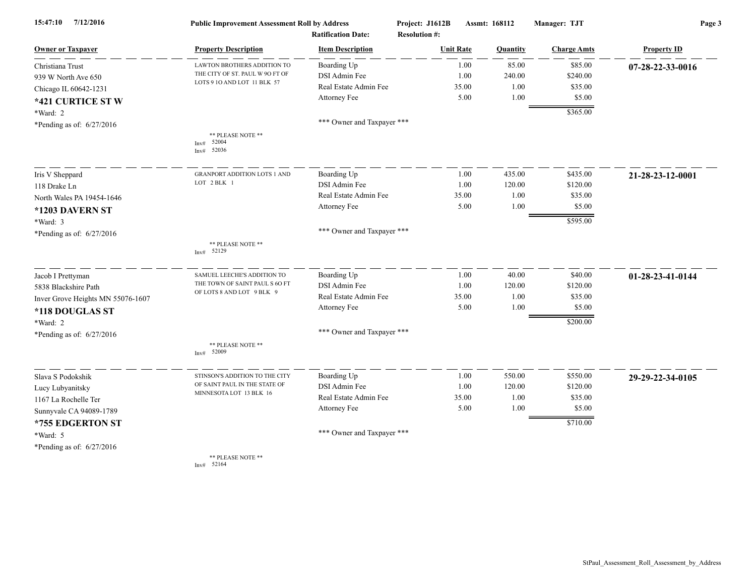**Public Improvement Assessment Roll by Address** — Project: J1612B — Assmt: 168112 — Manager: TJT

Ratification Date: — Resolution #:

| Owner or Taxpayer | Property Description | Item Description | Unit Rate | Quantity | Charge Amts | Property ID |
|---|---|---|---|---|---|---|
| Christiana Trust<br>939 W North Ave 650<br>Chicago IL 60642-1231<br>**\*421 CURTICE ST W**<br>\*Ward: 2<br>\*Pending as of: 6/27/2016 | LAWTON BROTHERS ADDITION TO THE CITY OF ST. PAUL W 9O FT OF LOTS 9 1O AND LOT 11 BLK 57<br>\*\* PLEASE NOTE \*\*<br>Inv# 52004<br>Inv# 52036 | Boarding Up | 1.00 | 85.00 | $85.00 | **07-28-22-33-0016** |
| | | DSI Admin Fee | 1.00 | 240.00 | $240.00 | |
| | | Real Estate Admin Fee | 35.00 | 1.00 | $35.00 | |
| | | Attorney Fee | 5.00 | 1.00 | $5.00 | |
| | | | | | $365.00 | |
| | | \*\*\* Owner and Taxpayer \*\*\* | | | | |
| Iris V Sheppard<br>118 Drake Ln<br>North Wales PA 19454-1646<br>**\*1203 DAVERN ST**<br>\*Ward: 3<br>\*Pending as of: 6/27/2016 | GRANPORT ADDITION LOTS 1 AND LOT 2 BLK 1<br>\*\* PLEASE NOTE \*\*<br>Inv# 52129 | Boarding Up | 1.00 | 435.00 | $435.00 | **21-28-23-12-0001** |
| | | DSI Admin Fee | 1.00 | 120.00 | $120.00 | |
| | | Real Estate Admin Fee | 35.00 | 1.00 | $35.00 | |
| | | Attorney Fee | 5.00 | 1.00 | $5.00 | |
| | | | | | $595.00 | |
| | | \*\*\* Owner and Taxpayer \*\*\* | | | | |
| Jacob I Prettyman<br>5838 Blackshire Path<br>Inver Grove Heights MN 55076-1607<br>**\*118 DOUGLAS ST**<br>\*Ward: 2<br>\*Pending as of: 6/27/2016 | SAMUEL LEECHE'S ADDITION TO THE TOWN OF SAINT PAUL S 6O FT OF LOTS 8 AND LOT 9 BLK 9<br>\*\* PLEASE NOTE \*\*<br>Inv# 52009 | Boarding Up | 1.00 | 40.00 | $40.00 | **01-28-23-41-0144** |
| | | DSI Admin Fee | 1.00 | 120.00 | $120.00 | |
| | | Real Estate Admin Fee | 35.00 | 1.00 | $35.00 | |
| | | Attorney Fee | 5.00 | 1.00 | $5.00 | |
| | | | | | $200.00 | |
| | | \*\*\* Owner and Taxpayer \*\*\* | | | | |
| Slava S Podokshik<br>Lucy Lubyanitsky<br>1167 La Rochelle Ter<br>Sunnyvale CA 94089-1789<br>**\*755 EDGERTON ST**<br>\*Ward: 5<br>\*Pending as of: 6/27/2016 | STINSON'S ADDITION TO THE CITY OF SAINT PAUL IN THE STATE OF MINNESOTA LOT 13 BLK 16<br>\*\* PLEASE NOTE \*\*<br>Inv# 52164 | Boarding Up | 1.00 | 550.00 | $550.00 | **29-29-22-34-0105** |
| | | DSI Admin Fee | 1.00 | 120.00 | $120.00 | |
| | | Real Estate Admin Fee | 35.00 | 1.00 | $35.00 | |
| | | Attorney Fee | 5.00 | 1.00 | $5.00 | |
| | | | | | $710.00 | |
| | | \*\*\* Owner and Taxpayer \*\*\* | | | | |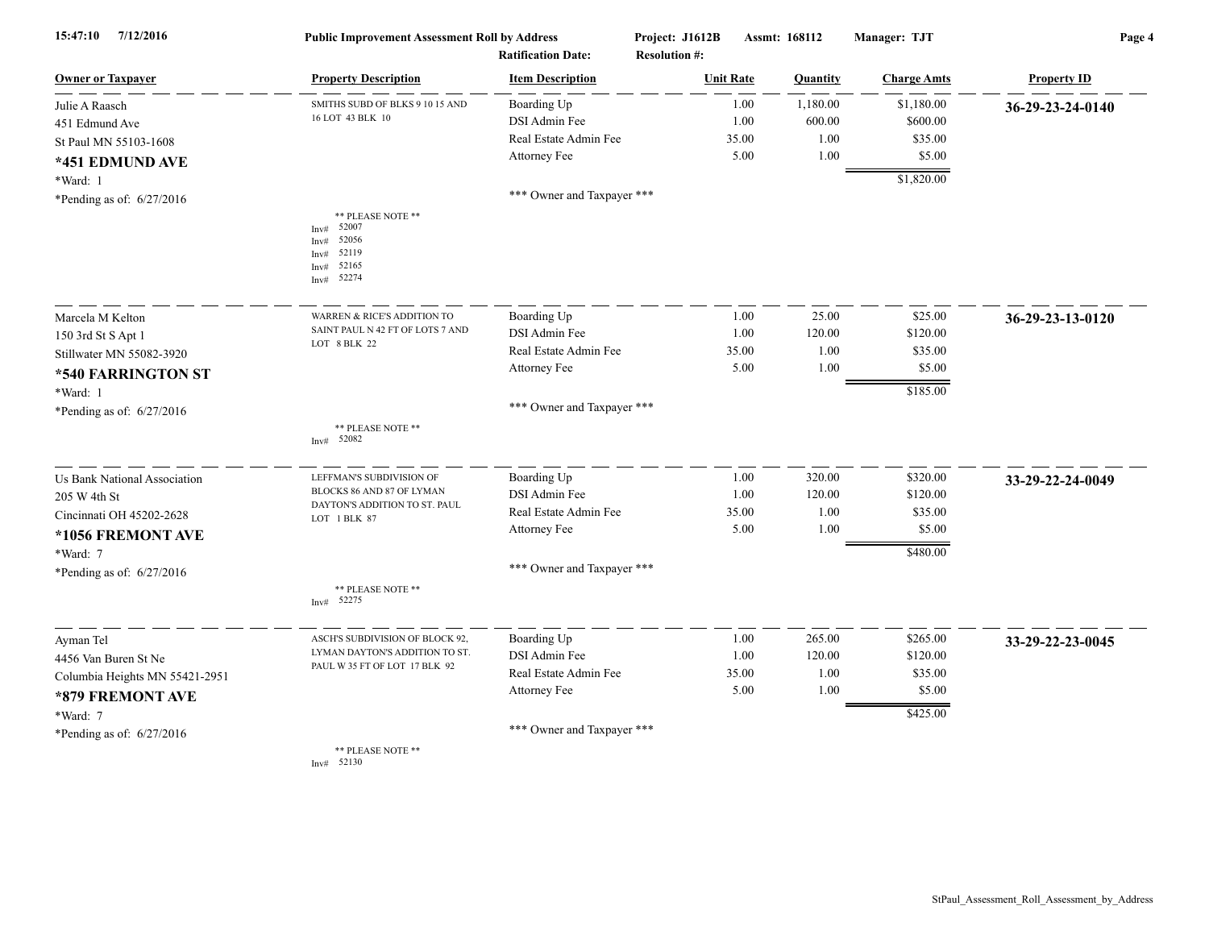**Public Improvement Assessment Roll by Address** | Project: J1612B | Assmt: 168112 | Manager: TJT

Ratification Date: | Resolution #:

| Owner or Taxpayer | Property Description | Item Description | Unit Rate | Quantity | Charge Amts | Property ID |
|---|---|---|---|---|---|---|
| Julie A Raasch | SMITHS SUBD OF BLKS 9 10 15 AND 16 LOT 43 BLK 10 | Boarding Up | 1.00 | 1,180.00 | $1,180.00 | **36-29-23-24-0140** |
| 451 Edmund Ave | | DSI Admin Fee | 1.00 | 600.00 | $600.00 | |
| St Paul MN 55103-1608 | | Real Estate Admin Fee | 35.00 | 1.00 | $35.00 | |
| **\*451 EDMUND AVE** | | Attorney Fee | 5.00 | 1.00 | $5.00 | |
| \*Ward: 1 | | | | | $1,820.00 | |
| \*Pending as of: 6/27/2016 | | \*\*\* Owner and Taxpayer \*\*\* | | | | |
| | \*\* PLEASE NOTE \*\* Inv# 52007 Inv# 52056 Inv# 52119 Inv# 52165 Inv# 52274 | | | | | |
| Marcela M Kelton | WARREN & RICE'S ADDITION TO SAINT PAUL N 42 FT OF LOTS 7 AND LOT 8 BLK 22 | Boarding Up | 1.00 | 25.00 | $25.00 | **36-29-23-13-0120** |
| 150 3rd St S Apt 1 | | DSI Admin Fee | 1.00 | 120.00 | $120.00 | |
| Stillwater MN 55082-3920 | | Real Estate Admin Fee | 35.00 | 1.00 | $35.00 | |
| **\*540 FARRINGTON ST** | | Attorney Fee | 5.00 | 1.00 | $5.00 | |
| \*Ward: 1 | | | | | $185.00 | |
| \*Pending as of: 6/27/2016 | | \*\*\* Owner and Taxpayer \*\*\* | | | | |
| | \*\* PLEASE NOTE \*\* Inv# 52082 | | | | | |
| Us Bank National Association | LEFFMAN'S SUBDIVISION OF BLOCKS 86 AND 87 OF LYMAN DAYTON'S ADDITION TO ST. PAUL LOT 1 BLK 87 | Boarding Up | 1.00 | 320.00 | $320.00 | **33-29-22-24-0049** |
| 205 W 4th St | | DSI Admin Fee | 1.00 | 120.00 | $120.00 | |
| Cincinnati OH 45202-2628 | | Real Estate Admin Fee | 35.00 | 1.00 | $35.00 | |
| **\*1056 FREMONT AVE** | | Attorney Fee | 5.00 | 1.00 | $5.00 | |
| \*Ward: 7 | | | | | $480.00 | |
| \*Pending as of: 6/27/2016 | | \*\*\* Owner and Taxpayer \*\*\* | | | | |
| | \*\* PLEASE NOTE \*\* Inv# 52275 | | | | | |
| Ayman Tel | ASCH'S SUBDIVISION OF BLOCK 92, LYMAN DAYTON'S ADDITION TO ST. PAUL W 35 FT OF LOT 17 BLK 92 | Boarding Up | 1.00 | 265.00 | $265.00 | **33-29-22-23-0045** |
| 4456 Van Buren St Ne | | DSI Admin Fee | 1.00 | 120.00 | $120.00 | |
| Columbia Heights MN 55421-2951 | | Real Estate Admin Fee | 35.00 | 1.00 | $35.00 | |
| **\*879 FREMONT AVE** | | Attorney Fee | 5.00 | 1.00 | $5.00 | |
| \*Ward: 7 | | | | | $425.00 | |
| \*Pending as of: 6/27/2016 | | \*\*\* Owner and Taxpayer \*\*\* | | | | |
| | \*\* PLEASE NOTE \*\* Inv# 52130 | | | | | |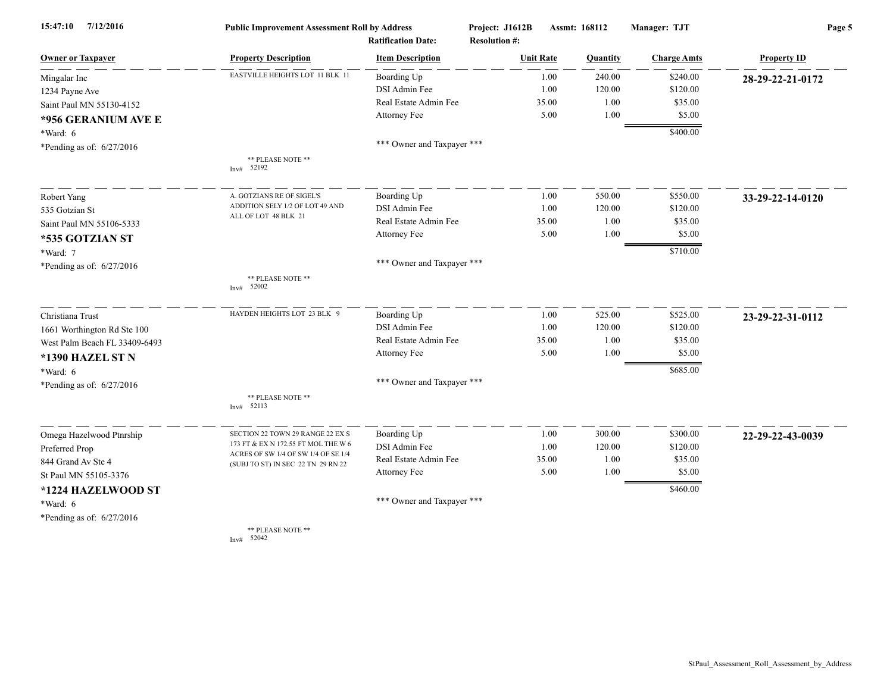**Public Improvement Assessment Roll by Address**

15:47:10 7/12/2016

Project: J1612B Assmt: 168112 Manager: TJT

Ratification Date: Resolution #:

| Owner or Taxpayer | Property Description | Item Description | Unit Rate | Quantity | Charge Amts | Property ID |
|---|---|---|---|---|---|---|
| Mingalar Inc | EASTVILLE HEIGHTS LOT 11 BLK 11 | Boarding Up | 1.00 | 240.00 | $240.00 | **28-29-22-21-0172** |
| 1234 Payne Ave | | DSI Admin Fee | 1.00 | 120.00 | $120.00 | |
| Saint Paul MN 55130-4152 | | Real Estate Admin Fee | 35.00 | 1.00 | $35.00 | |
| **\*956 GERANIUM AVE E** | | Attorney Fee | 5.00 | 1.00 | $5.00 | |
| \*Ward: 6 | | | | | $400.00 | |
| \*Pending as of: 6/27/2016 | | \*\*\* Owner and Taxpayer \*\*\* | | | | |
| | \*\* PLEASE NOTE \*\* Inv# 52192 | | | | | |
| Robert Yang | A. GOTZIANS RE OF SIGEL'S ADDITION SELY 1/2 OF LOT 49 AND ALL OF LOT 48 BLK 21 | Boarding Up | 1.00 | 550.00 | $550.00 | **33-29-22-14-0120** |
| 535 Gotzian St | | DSI Admin Fee | 1.00 | 120.00 | $120.00 | |
| Saint Paul MN 55106-5333 | | Real Estate Admin Fee | 35.00 | 1.00 | $35.00 | |
| **\*535 GOTZIAN ST** | | Attorney Fee | 5.00 | 1.00 | $5.00 | |
| \*Ward: 7 | | | | | $710.00 | |
| \*Pending as of: 6/27/2016 | | \*\*\* Owner and Taxpayer \*\*\* | | | | |
| | \*\* PLEASE NOTE \*\* Inv# 52002 | | | | | |
| Christiana Trust | HAYDEN HEIGHTS LOT 23 BLK 9 | Boarding Up | 1.00 | 525.00 | $525.00 | **23-29-22-31-0112** |
| 1661 Worthington Rd Ste 100 | | DSI Admin Fee | 1.00 | 120.00 | $120.00 | |
| West Palm Beach FL 33409-6493 | | Real Estate Admin Fee | 35.00 | 1.00 | $35.00 | |
| **\*1390 HAZEL ST N** | | Attorney Fee | 5.00 | 1.00 | $5.00 | |
| \*Ward: 6 | | | | | $685.00 | |
| \*Pending as of: 6/27/2016 | | \*\*\* Owner and Taxpayer \*\*\* | | | | |
| | \*\* PLEASE NOTE \*\* Inv# 52113 | | | | | |
| Omega Hazelwood Ptnrship | SECTION 22 TOWN 29 RANGE 22 EX S 173 FT & EX N 172.55 FT MOL THE W 6 ACRES OF SW 1/4 OF SW 1/4 OF SE 1/4 (SUBJ TO ST) IN SEC 22 TN 29 RN 22 | Boarding Up | 1.00 | 300.00 | $300.00 | **22-29-22-43-0039** |
| Preferred Prop | | DSI Admin Fee | 1.00 | 120.00 | $120.00 | |
| 844 Grand Av Ste 4 | | Real Estate Admin Fee | 35.00 | 1.00 | $35.00 | |
| St Paul MN 55105-3376 | | Attorney Fee | 5.00 | 1.00 | $5.00 | |
| **\*1224 HAZELWOOD ST** | | | | | $460.00 | |
| \*Ward: 6 | | \*\*\* Owner and Taxpayer \*\*\* | | | | |
| \*Pending as of: 6/27/2016 | | | | | | |
| | \*\* PLEASE NOTE \*\* Inv# 52042 | | | | | |

StPaul_Assessment_Roll_Assessment_by_Address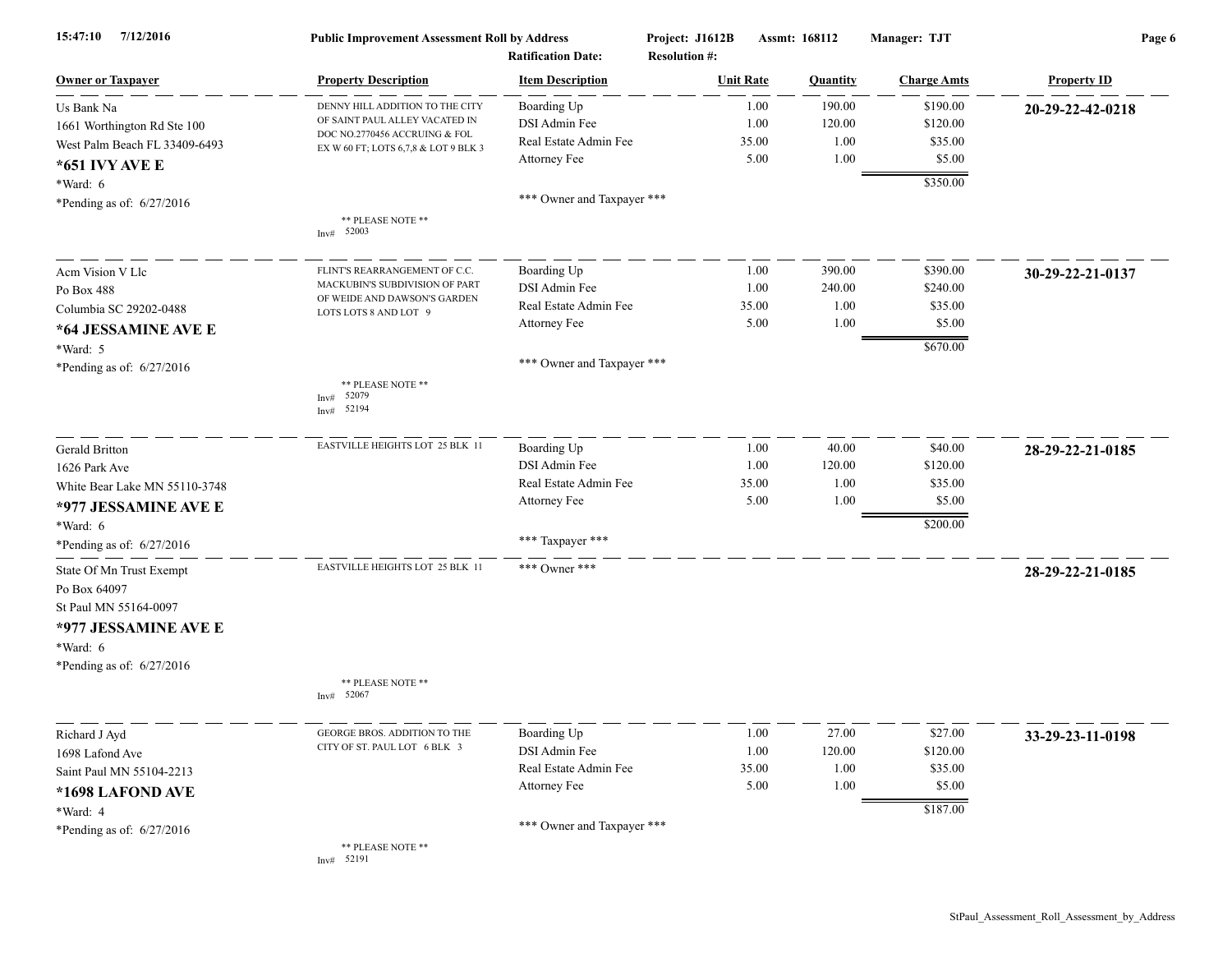**15:47:10 7/12/2016** **Public Improvement Assessment Roll by Address** **Project: J1612B** **Assmt: 168112** **Manager: TJT**

**Ratification Date:** **Resolution #:**

| Owner or Taxpayer | Property Description | Item Description | Unit Rate | Quantity | Charge Amts | Property ID |
|---|---|---|---|---|---|---|
| Us Bank Na<br>1661 Worthington Rd Ste 100<br>West Palm Beach FL 33409-6493<br>**\*651 IVY AVE E**<br>\*Ward: 6<br>\*Pending as of: 6/27/2016 | DENNY HILL ADDITION TO THE CITY OF SAINT PAUL ALLEY VACATED IN DOC NO.2770456 ACCRUING & FOL EX W 60 FT; LOTS 6,7,8 & LOT 9 BLK 3<br>** PLEASE NOTE **<br>Inv# 52003 | Boarding Up<br>DSI Admin Fee<br>Real Estate Admin Fee<br>Attorney Fee<br>*** Owner and Taxpayer *** | 1.00<br>1.00<br>35.00<br>5.00 | 190.00<br>120.00<br>1.00<br>1.00 | $190.00<br>$120.00<br>$35.00<br>$5.00<br>$350.00 | **20-29-22-42-0218** |
| Acm Vision V Llc<br>Po Box 488<br>Columbia SC 29202-0488<br>**\*64 JESSAMINE AVE E**<br>\*Ward: 5<br>\*Pending as of: 6/27/2016 | FLINT'S REARRANGEMENT OF C.C. MACKUBIN'S SUBDIVISION OF PART OF WEIDE AND DAWSON'S GARDEN LOTS LOTS 8 AND LOT 9<br>** PLEASE NOTE **<br>Inv# 52079<br>Inv# 52194 | Boarding Up<br>DSI Admin Fee<br>Real Estate Admin Fee<br>Attorney Fee<br>*** Owner and Taxpayer *** | 1.00<br>1.00<br>35.00<br>5.00 | 390.00<br>240.00<br>1.00<br>1.00 | $390.00<br>$240.00<br>$35.00<br>$5.00<br>$670.00 | **30-29-22-21-0137** |
| Gerald Britton<br>1626 Park Ave<br>White Bear Lake MN 55110-3748<br>**\*977 JESSAMINE AVE E**<br>\*Ward: 6<br>\*Pending as of: 6/27/2016 | EASTVILLE HEIGHTS LOT 25 BLK 11 | Boarding Up<br>DSI Admin Fee<br>Real Estate Admin Fee<br>Attorney Fee<br>*** Taxpayer *** | 1.00<br>1.00<br>35.00<br>5.00 | 40.00<br>120.00<br>1.00<br>1.00 | $40.00<br>$120.00<br>$35.00<br>$5.00<br>$200.00 | **28-29-22-21-0185** |
| State Of Mn Trust Exempt<br>Po Box 64097<br>St Paul MN 55164-0097<br>**\*977 JESSAMINE AVE E**<br>\*Ward: 6<br>\*Pending as of: 6/27/2016 | EASTVILLE HEIGHTS LOT 25 BLK 11<br>** PLEASE NOTE **<br>Inv# 52067 | *** Owner *** | | | | **28-29-22-21-0185** |
| Richard J Ayd<br>1698 Lafond Ave<br>Saint Paul MN 55104-2213<br>**\*1698 LAFOND AVE**<br>\*Ward: 4<br>\*Pending as of: 6/27/2016 | GEORGE BROS. ADDITION TO THE CITY OF ST. PAUL LOT 6 BLK 3<br>** PLEASE NOTE **<br>Inv# 52191 | Boarding Up<br>DSI Admin Fee<br>Real Estate Admin Fee<br>Attorney Fee<br>*** Owner and Taxpayer *** | 1.00<br>1.00<br>35.00<br>5.00 | 27.00<br>120.00<br>1.00<br>1.00 | $27.00<br>$120.00<br>$35.00<br>$5.00<br>$187.00 | **33-29-23-11-0198** |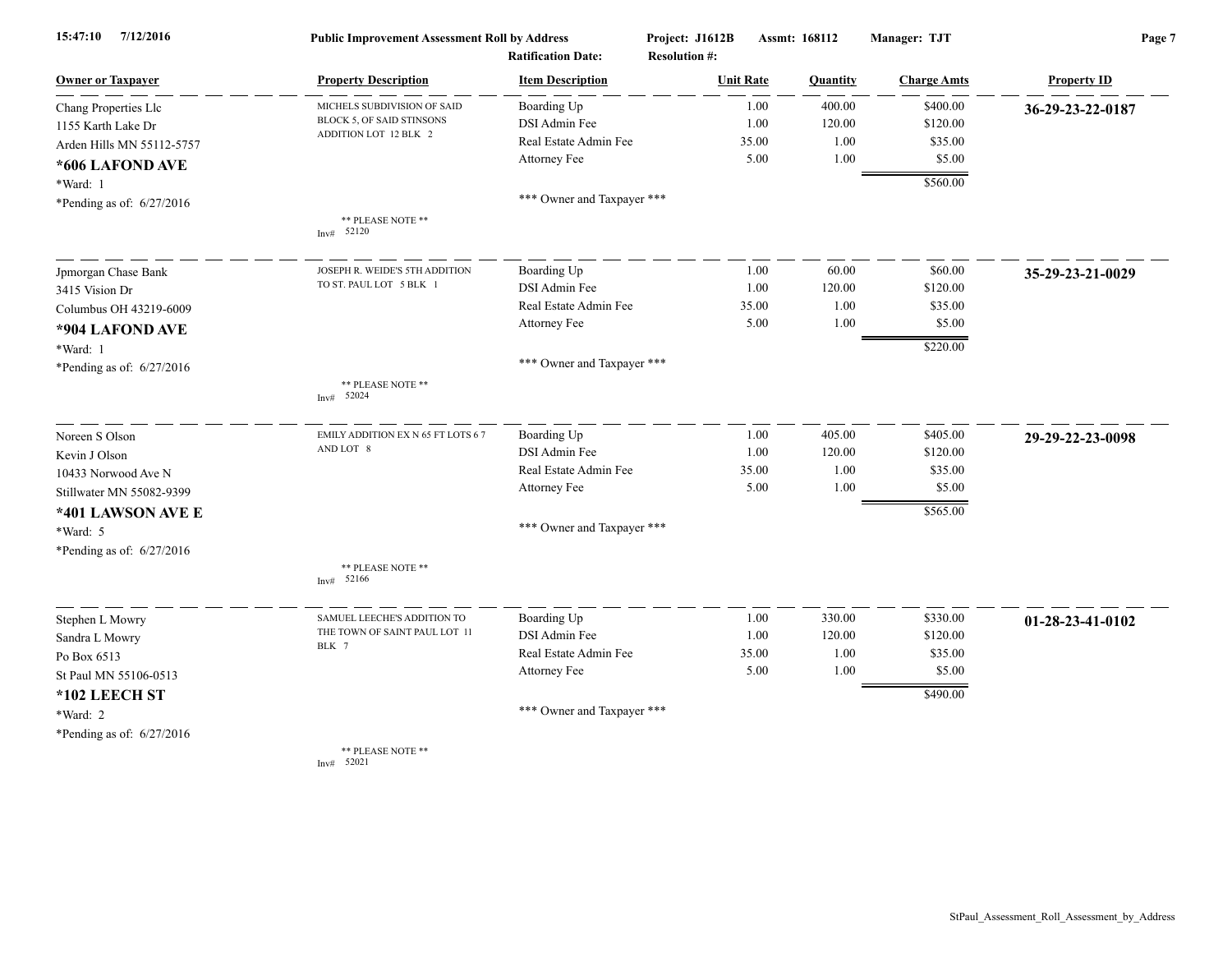**Public Improvement Assessment Roll by Address** | Project: J1612B | Assmt: 168112 | Manager: TJT

Ratification Date: | Resolution #:

| Owner or Taxpayer | Property Description | Item Description | Unit Rate | Quantity | Charge Amts | Property ID |
|---|---|---|---|---|---|---|
| Chang Properties Llc<br>1155 Karth Lake Dr<br>Arden Hills MN 55112-5757<br>**\*606 LAFOND AVE**<br>\*Ward: 1<br>\*Pending as of: 6/27/2016 | MICHELS SUBDIVISION OF SAID BLOCK 5, OF SAID STINSONS ADDITION LOT 12 BLK 2<br><br>** PLEASE NOTE **<br>Inv# 52120 | Boarding Up<br>DSI Admin Fee<br>Real Estate Admin Fee<br>Attorney Fee<br><br>\*\*\* Owner and Taxpayer \*\*\* | 1.00<br>1.00<br>35.00<br>5.00 | 400.00<br>120.00<br>1.00<br>1.00 | $400.00<br>$120.00<br>$35.00<br>$5.00<br>$560.00 | **36-29-23-22-0187** |
| Jpmorgan Chase Bank<br>3415 Vision Dr<br>Columbus OH 43219-6009<br>**\*904 LAFOND AVE**<br>\*Ward: 1<br>\*Pending as of: 6/27/2016 | JOSEPH R. WEIDE'S 5TH ADDITION TO ST. PAUL LOT 5 BLK 1<br><br>** PLEASE NOTE **<br>Inv# 52024 | Boarding Up<br>DSI Admin Fee<br>Real Estate Admin Fee<br>Attorney Fee<br><br>\*\*\* Owner and Taxpayer \*\*\* | 1.00<br>1.00<br>35.00<br>5.00 | 60.00<br>120.00<br>1.00<br>1.00 | $60.00<br>$120.00<br>$35.00<br>$5.00<br>$220.00 | **35-29-23-21-0029** |
| Noreen S Olson<br>Kevin J Olson<br>10433 Norwood Ave N<br>Stillwater MN 55082-9399<br>**\*401 LAWSON AVE E**<br>\*Ward: 5<br>\*Pending as of: 6/27/2016 | EMILY ADDITION EX N 65 FT LOTS 6 7 AND LOT 8<br><br>** PLEASE NOTE **<br>Inv# 52166 | Boarding Up<br>DSI Admin Fee<br>Real Estate Admin Fee<br>Attorney Fee<br><br>\*\*\* Owner and Taxpayer \*\*\* | 1.00<br>1.00<br>35.00<br>5.00 | 405.00<br>120.00<br>1.00<br>1.00 | $405.00<br>$120.00<br>$35.00<br>$5.00<br>$565.00 | **29-29-22-23-0098** |
| Stephen L Mowry<br>Sandra L Mowry<br>Po Box 6513<br>St Paul MN 55106-0513<br>**\*102 LEECH ST**<br>\*Ward: 2<br>\*Pending as of: 6/27/2016 | SAMUEL LEECHE'S ADDITION TO THE TOWN OF SAINT PAUL LOT 11 BLK 7<br><br>** PLEASE NOTE **<br>Inv# 52021 | Boarding Up<br>DSI Admin Fee<br>Real Estate Admin Fee<br>Attorney Fee<br><br>\*\*\* Owner and Taxpayer \*\*\* | 1.00<br>1.00<br>35.00<br>5.00 | 330.00<br>120.00<br>1.00<br>1.00 | $330.00<br>$120.00<br>$35.00<br>$5.00<br>$490.00 | **01-28-23-41-0102** |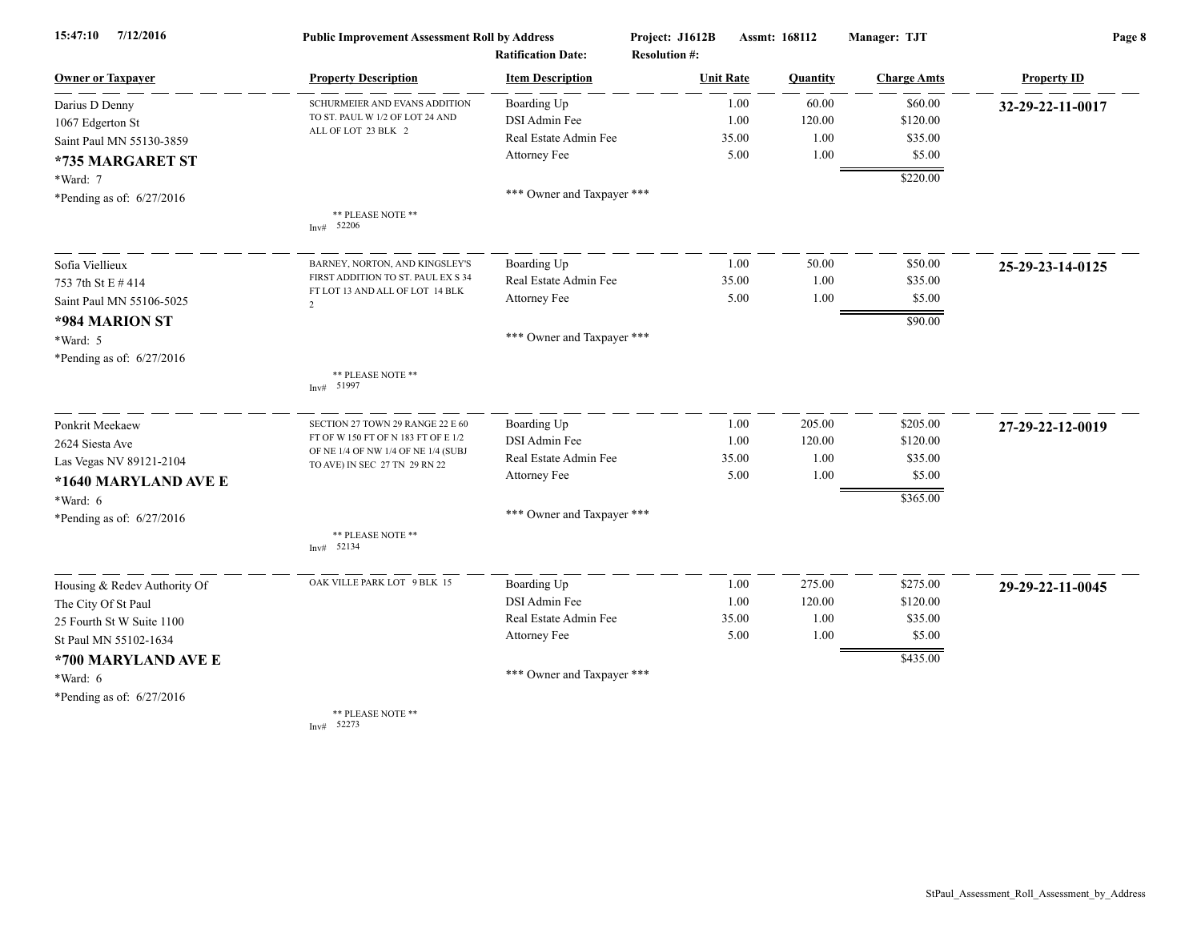**Public Improvement Assessment Roll by Address**

**Project: J1612B** | **Assmt: 168112** | **Manager: TJT**

**Ratification Date:** | **Resolution #:**

| Owner or Taxpayer | Property Description | Item Description | Unit Rate | Quantity | Charge Amts | Property ID |
|---|---|---|---|---|---|---|
| Darius D Denny<br>1067 Edgerton St<br>Saint Paul MN 55130-3859<br>**\*735 MARGARET ST**<br>\*Ward: 7<br>\*Pending as of: 6/27/2016 | SCHURMEIER AND EVANS ADDITION TO ST. PAUL W 1/2 OF LOT 24 AND ALL OF LOT 23 BLK 2<br>** PLEASE NOTE **<br>Inv# 52206 | Boarding Up<br>DSI Admin Fee<br>Real Estate Admin Fee<br>Attorney Fee<br>*** Owner and Taxpayer *** | 1.00<br>1.00<br>35.00<br>5.00 | 60.00<br>120.00<br>1.00<br>1.00 | $60.00<br>$120.00<br>$35.00<br>$5.00<br>$220.00 | **32-29-22-11-0017** |
| Sofia Viellieux<br>753 7th St E # 414<br>Saint Paul MN 55106-5025<br>**\*984 MARION ST**<br>\*Ward: 5<br>\*Pending as of: 6/27/2016 | BARNEY, NORTON, AND KINGSLEY'S FIRST ADDITION TO ST. PAUL EX S 34 FT LOT 13 AND ALL OF LOT 14 BLK 2<br>** PLEASE NOTE **<br>Inv# 51997 | Boarding Up<br>Real Estate Admin Fee<br>Attorney Fee<br>*** Owner and Taxpayer *** | 1.00<br>35.00<br>5.00 | 50.00<br>1.00<br>1.00 | $50.00<br>$35.00<br>$5.00<br>$90.00 | **25-29-23-14-0125** |
| Ponkrit Meekaew<br>2624 Siesta Ave<br>Las Vegas NV 89121-2104<br>**\*1640 MARYLAND AVE E**<br>\*Ward: 6<br>\*Pending as of: 6/27/2016 | SECTION 27 TOWN 29 RANGE 22 E 60 FT OF W 150 FT OF N 183 FT OF E 1/2 OF NE 1/4 OF NW 1/4 OF NE 1/4 (SUBJ TO AVE) IN SEC 27 TN 29 RN 22<br>** PLEASE NOTE **<br>Inv# 52134 | Boarding Up<br>DSI Admin Fee<br>Real Estate Admin Fee<br>Attorney Fee<br>*** Owner and Taxpayer *** | 1.00<br>1.00<br>35.00<br>5.00 | 205.00<br>120.00<br>1.00<br>1.00 | $205.00<br>$120.00<br>$35.00<br>$5.00<br>$365.00 | **27-29-22-12-0019** |
| Housing & Redev Authority Of<br>The City Of St Paul<br>25 Fourth St W Suite 1100<br>St Paul MN 55102-1634<br>**\*700 MARYLAND AVE E**<br>\*Ward: 6<br>\*Pending as of: 6/27/2016 | OAK VILLE PARK LOT 9 BLK 15<br>** PLEASE NOTE **<br>Inv# 52273 | Boarding Up<br>DSI Admin Fee<br>Real Estate Admin Fee<br>Attorney Fee<br>*** Owner and Taxpayer *** | 1.00<br>1.00<br>35.00<br>5.00 | 275.00<br>120.00<br>1.00<br>1.00 | $275.00<br>$120.00<br>$35.00<br>$5.00<br>$435.00 | **29-29-22-11-0045** |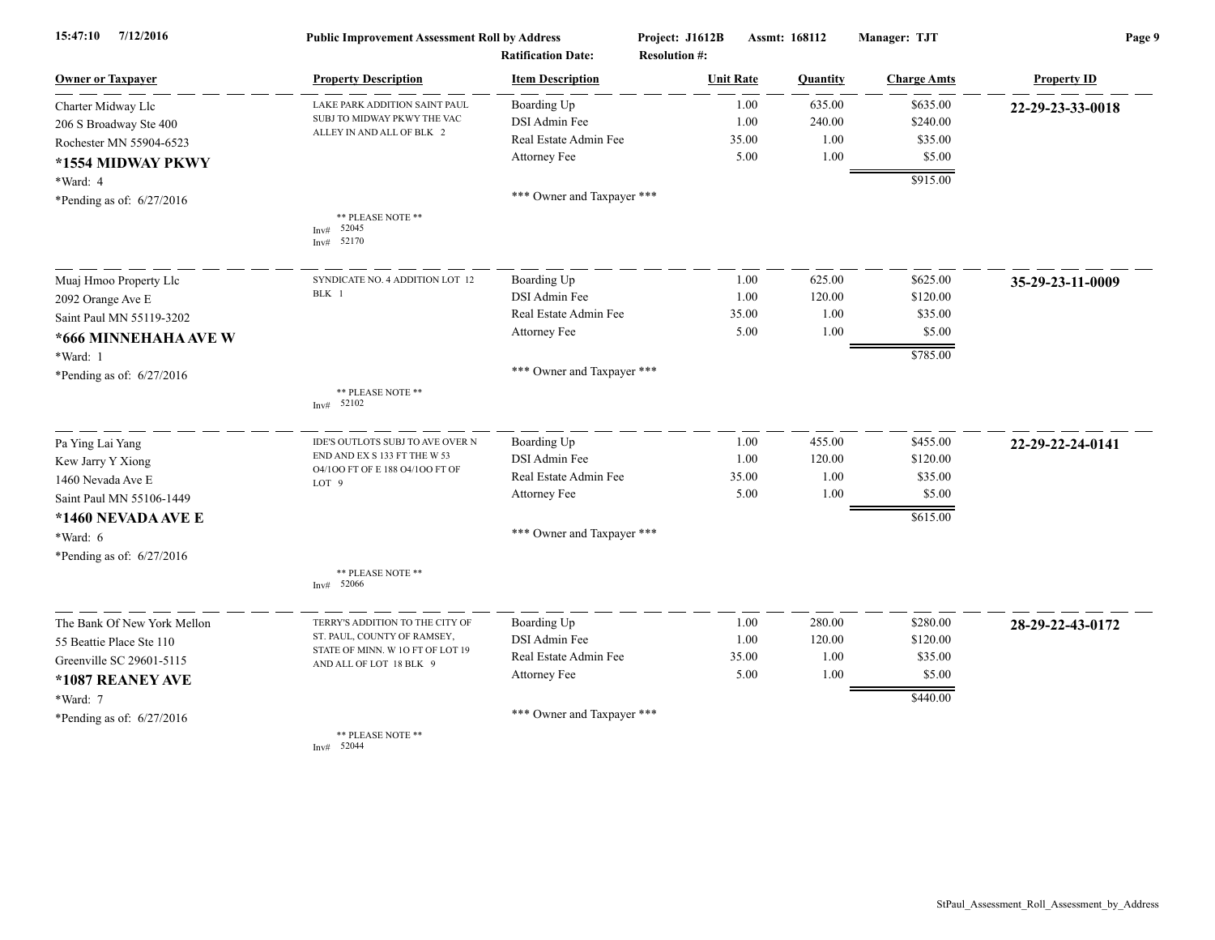**Public Improvement Assessment Roll by Address** — Project: J1612B — Assmt: 168112 — Manager: TJT

Ratification Date: — Resolution #:

15:47:10 7/12/2016

| Owner or Taxpayer | Property Description | Item Description | Unit Rate | Quantity | Charge Amts | Property ID |
|---|---|---|---|---|---|---|
| Charter Midway Llc<br>206 S Broadway Ste 400<br>Rochester MN 55904-6523<br>**\*1554 MIDWAY PKWY**<br>\*Ward: 4<br>\*Pending as of: 6/27/2016 | LAKE PARK ADDITION SAINT PAUL SUBJ TO MIDWAY PKWY THE VAC ALLEY IN AND ALL OF BLK 2<br>** PLEASE NOTE **<br>Inv# 52045<br>Inv# 52170 | Boarding Up | 1.00 | 635.00 | $635.00 | **22-29-23-33-0018** |
| | | DSI Admin Fee | 1.00 | 240.00 | $240.00 | |
| | | Real Estate Admin Fee | 35.00 | 1.00 | $35.00 | |
| | | Attorney Fee | 5.00 | 1.00 | $5.00 | |
| | | | | | $915.00 | |
| | | *** Owner and Taxpayer *** | | | | |
| Muaj Hmoo Property Llc<br>2092 Orange Ave E<br>Saint Paul MN 55119-3202<br>**\*666 MINNEHAHA AVE W**<br>\*Ward: 1<br>\*Pending as of: 6/27/2016 | SYNDICATE NO. 4 ADDITION LOT 12 BLK 1<br>** PLEASE NOTE **<br>Inv# 52102 | Boarding Up | 1.00 | 625.00 | $625.00 | **35-29-23-11-0009** |
| | | DSI Admin Fee | 1.00 | 120.00 | $120.00 | |
| | | Real Estate Admin Fee | 35.00 | 1.00 | $35.00 | |
| | | Attorney Fee | 5.00 | 1.00 | $5.00 | |
| | | | | | $785.00 | |
| | | *** Owner and Taxpayer *** | | | | |
| Pa Ying Lai Yang<br>Kew Jarry Y Xiong<br>1460 Nevada Ave E<br>Saint Paul MN 55106-1449<br>**\*1460 NEVADA AVE E**<br>\*Ward: 6<br>\*Pending as of: 6/27/2016 | IDE'S OUTLOTS SUBJ TO AVE OVER N END AND EX S 133 FT THE W 53 O4/1OO FT OF E 188 O4/1OO FT OF LOT 9<br>** PLEASE NOTE **<br>Inv# 52066 | Boarding Up | 1.00 | 455.00 | $455.00 | **22-29-22-24-0141** |
| | | DSI Admin Fee | 1.00 | 120.00 | $120.00 | |
| | | Real Estate Admin Fee | 35.00 | 1.00 | $35.00 | |
| | | Attorney Fee | 5.00 | 1.00 | $5.00 | |
| | | | | | $615.00 | |
| | | *** Owner and Taxpayer *** | | | | |
| The Bank Of New York Mellon<br>55 Beattie Place Ste 110<br>Greenville SC 29601-5115<br>**\*1087 REANEY AVE**<br>\*Ward: 7<br>\*Pending as of: 6/27/2016 | TERRY'S ADDITION TO THE CITY OF ST. PAUL, COUNTY OF RAMSEY, STATE OF MINN. W 1O FT OF LOT 19 AND ALL OF LOT 18 BLK 9<br>** PLEASE NOTE **<br>Inv# 52044 | Boarding Up | 1.00 | 280.00 | $280.00 | **28-29-22-43-0172** |
| | | DSI Admin Fee | 1.00 | 120.00 | $120.00 | |
| | | Real Estate Admin Fee | 35.00 | 1.00 | $35.00 | |
| | | Attorney Fee | 5.00 | 1.00 | $5.00 | |
| | | | | | $440.00 | |
| | | *** Owner and Taxpayer *** | | | | |

StPaul_Assessment_Roll_Assessment_by_Address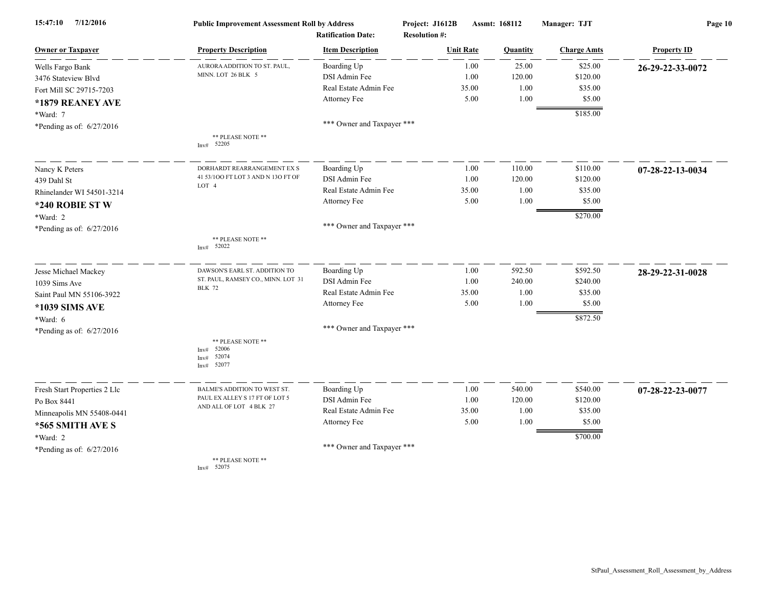**Public Improvement Assessment Roll by Address**

**Project: J1612B** **Assmt: 168112** **Manager: TJT**

**Ratification Date:** **Resolution #:**

| Owner or Taxpayer | Property Description | Item Description | Unit Rate | Quantity | Charge Amts | Property ID |
|---|---|---|---|---|---|---|
| Wells Fargo Bank | AURORA ADDITION TO ST. PAUL, MINN. LOT 26 BLK 5 | Boarding Up | 1.00 | 25.00 | $25.00 | **26-29-22-33-0072** |
| 3476 Stateview Blvd | | DSI Admin Fee | 1.00 | 120.00 | $120.00 | |
| Fort Mill SC 29715-7203 | | Real Estate Admin Fee | 35.00 | 1.00 | $35.00 | |
| **\*1879 REANEY AVE** | | Attorney Fee | 5.00 | 1.00 | $5.00 | |
| \*Ward: 7 | | | | | $185.00 | |
| \*Pending as of: 6/27/2016 | | \*\*\* Owner and Taxpayer \*\*\* | | | | |
| | \*\* PLEASE NOTE \*\* Inv# 52205 | | | | | |
| Nancy K Peters | DORHARDT REARRANGEMENT EX S 41 53/1OO FT LOT 3 AND N 13O FT OF LOT 4 | Boarding Up | 1.00 | 110.00 | $110.00 | **07-28-22-13-0034** |
| 439 Dahl St | | DSI Admin Fee | 1.00 | 120.00 | $120.00 | |
| Rhinelander WI 54501-3214 | | Real Estate Admin Fee | 35.00 | 1.00 | $35.00 | |
| **\*240 ROBIE ST W** | | Attorney Fee | 5.00 | 1.00 | $5.00 | |
| \*Ward: 2 | | | | | $270.00 | |
| \*Pending as of: 6/27/2016 | | \*\*\* Owner and Taxpayer \*\*\* | | | | |
| | \*\* PLEASE NOTE \*\* Inv# 52022 | | | | | |
| Jesse Michael Mackey | DAWSON'S EARL ST. ADDITION TO ST. PAUL, RAMSEY CO., MINN. LOT 31 BLK 72 | Boarding Up | 1.00 | 592.50 | $592.50 | **28-29-22-31-0028** |
| 1039 Sims Ave | | DSI Admin Fee | 1.00 | 240.00 | $240.00 | |
| Saint Paul MN 55106-3922 | | Real Estate Admin Fee | 35.00 | 1.00 | $35.00 | |
| **\*1039 SIMS AVE** | | Attorney Fee | 5.00 | 1.00 | $5.00 | |
| \*Ward: 6 | | | | | $872.50 | |
| \*Pending as of: 6/27/2016 | | \*\*\* Owner and Taxpayer \*\*\* | | | | |
| | \*\* PLEASE NOTE \*\* Inv# 52006 Inv# 52074 Inv# 52077 | | | | | |
| Fresh Start Properties 2 Llc | BALME'S ADDITION TO WEST ST. PAUL EX ALLEY S 17 FT OF LOT 5 AND ALL OF LOT 4 BLK 27 | Boarding Up | 1.00 | 540.00 | $540.00 | **07-28-22-23-0077** |
| Po Box 8441 | | DSI Admin Fee | 1.00 | 120.00 | $120.00 | |
| Minneapolis MN 55408-0441 | | Real Estate Admin Fee | 35.00 | 1.00 | $35.00 | |
| **\*565 SMITH AVE S** | | Attorney Fee | 5.00 | 1.00 | $5.00 | |
| \*Ward: 2 | | | | | $700.00 | |
| \*Pending as of: 6/27/2016 | | \*\*\* Owner and Taxpayer \*\*\* | | | | |
| | \*\* PLEASE NOTE \*\* Inv# 52075 | | | | | |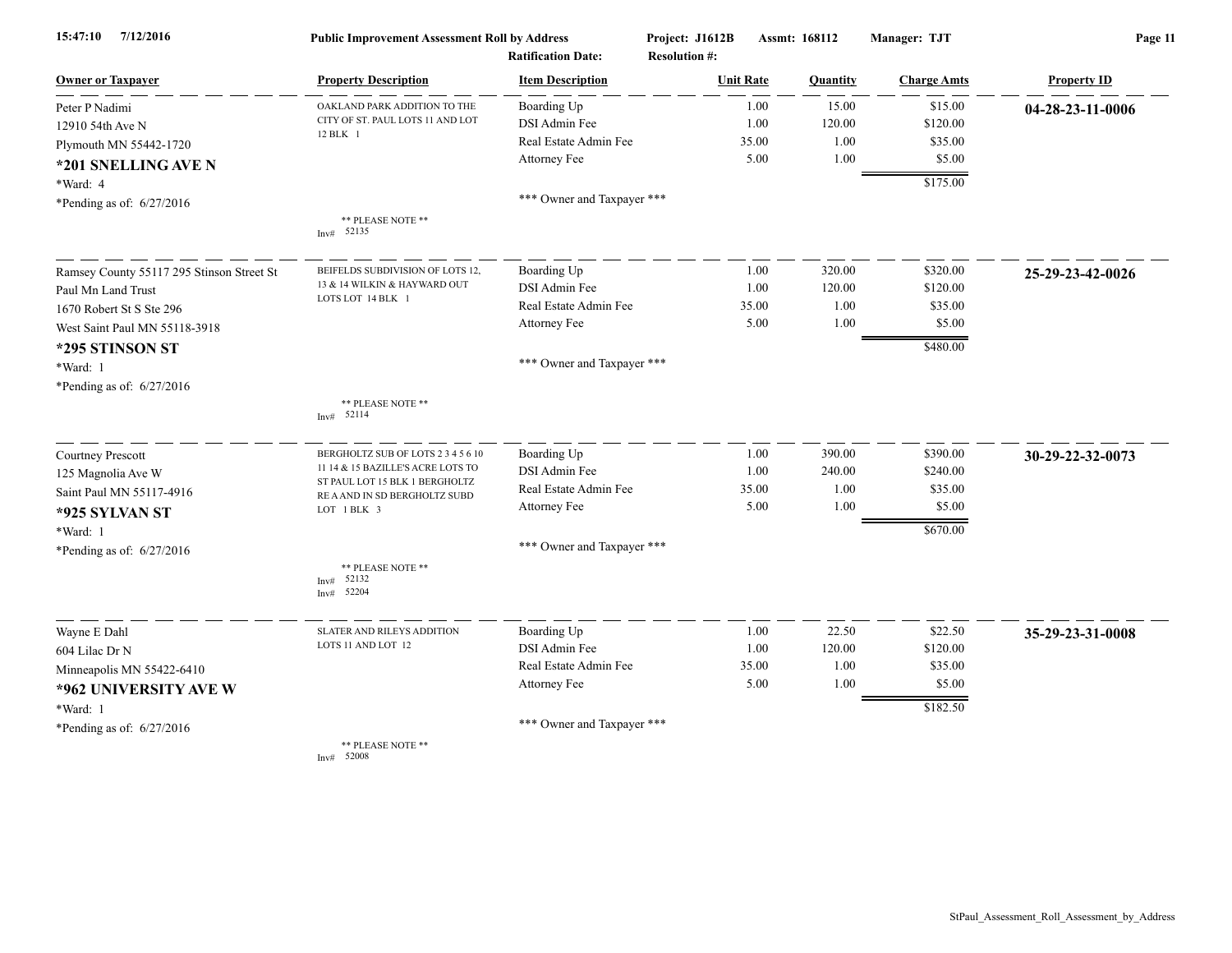**Public Improvement Assessment Roll by Address** — Project: J1612B — Assmt: 168112 — Manager: TJT

Ratification Date: — Resolution #:

| Owner or Taxpayer | Property Description | Item Description | Unit Rate | Quantity | Charge Amts | Property ID |
|---|---|---|---|---|---|---|
| Peter P Nadimi | OAKLAND PARK ADDITION TO THE CITY OF ST. PAUL LOTS 11 AND LOT 12 BLK 1 | Boarding Up | 1.00 | 15.00 | $15.00 | **04-28-23-11-0006** |
| 12910 54th Ave N | | DSI Admin Fee | 1.00 | 120.00 | $120.00 | |
| Plymouth MN 55442-1720 | | Real Estate Admin Fee | 35.00 | 1.00 | $35.00 | |
| ***201 SNELLING AVE N** | | Attorney Fee | 5.00 | 1.00 | $5.00 | |
| *Ward: 4 | | | | | $175.00 | |
| *Pending as of: 6/27/2016 | | *** Owner and Taxpayer *** | | | | |
| | ** PLEASE NOTE ** Inv# 52135 | | | | | |
| Ramsey County 55117 295 Stinson Street St | BEIFELDS SUBDIVISION OF LOTS 12, 13 & 14 WILKIN & HAYWARD OUT LOTS LOT 14 BLK 1 | Boarding Up | 1.00 | 320.00 | $320.00 | **25-29-23-42-0026** |
| Paul Mn Land Trust | | DSI Admin Fee | 1.00 | 120.00 | $120.00 | |
| 1670 Robert St S Ste 296 | | Real Estate Admin Fee | 35.00 | 1.00 | $35.00 | |
| West Saint Paul MN 55118-3918 | | Attorney Fee | 5.00 | 1.00 | $5.00 | |
| ***295 STINSON ST** | | | | | $480.00 | |
| *Ward: 1 | | *** Owner and Taxpayer *** | | | | |
| *Pending as of: 6/27/2016 | | | | | | |
| | ** PLEASE NOTE ** Inv# 52114 | | | | | |
| Courtney Prescott | BERGHOLTZ SUB OF LOTS 2 3 4 5 6 10 11 14 & 15 BAZILLE'S ACRE LOTS TO ST PAUL LOT 15 BLK 1 BERGHOLTZ RE A AND IN SD BERGHOLTZ SUBD LOT 1 BLK 3 | Boarding Up | 1.00 | 390.00 | $390.00 | **30-29-22-32-0073** |
| 125 Magnolia Ave W | | DSI Admin Fee | 1.00 | 240.00 | $240.00 | |
| Saint Paul MN 55117-4916 | | Real Estate Admin Fee | 35.00 | 1.00 | $35.00 | |
| ***925 SYLVAN ST** | | Attorney Fee | 5.00 | 1.00 | $5.00 | |
| *Ward: 1 | | | | | $670.00 | |
| *Pending as of: 6/27/2016 | | *** Owner and Taxpayer *** | | | | |
| | ** PLEASE NOTE ** Inv# 52132 Inv# 52204 | | | | | |
| Wayne E Dahl | SLATER AND RILEYS ADDITION LOTS 11 AND LOT 12 | Boarding Up | 1.00 | 22.50 | $22.50 | **35-29-23-31-0008** |
| 604 Lilac Dr N | | DSI Admin Fee | 1.00 | 120.00 | $120.00 | |
| Minneapolis MN 55422-6410 | | Real Estate Admin Fee | 35.00 | 1.00 | $35.00 | |
| ***962 UNIVERSITY AVE W** | | Attorney Fee | 5.00 | 1.00 | $5.00 | |
| *Ward: 1 | | | | | $182.50 | |
| *Pending as of: 6/27/2016 | | *** Owner and Taxpayer *** | | | | |
| | ** PLEASE NOTE ** Inv# 52008 | | | | | |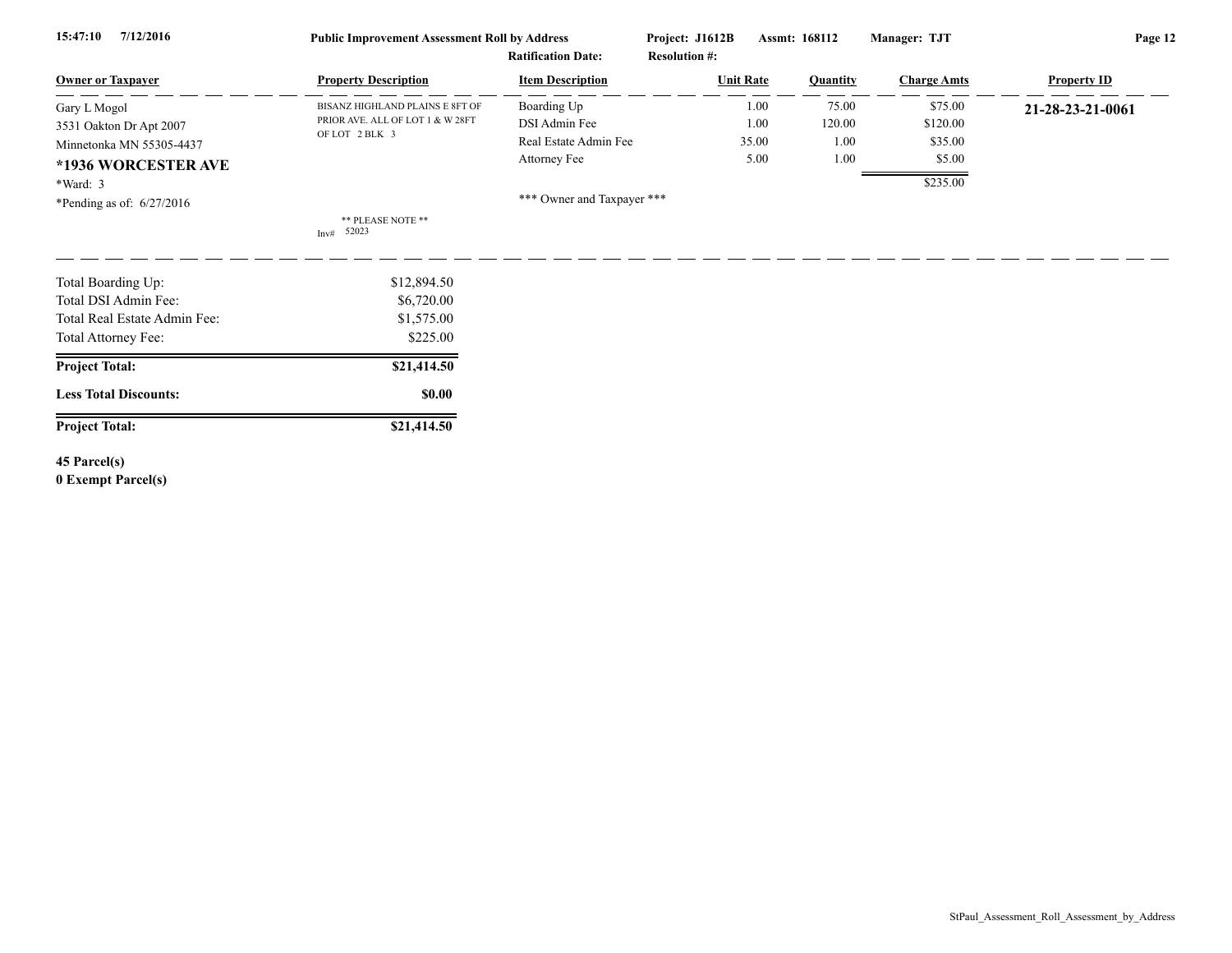| Owner or Taxpayer | Property Description | Item Description | Unit Rate | Quantity | Charge Amts | Property ID |
|---|---|---|---|---|---|---|
| Gary L Mogol<br>3531 Oakton Dr Apt 2007<br>Minnetonka MN 55305-4437<br>**\*1936 WORCESTER AVE**<br>\*Ward: 3<br>\*Pending as of: 6/27/2016 | BISANZ HIGHLAND PLAINS E 8FT OF PRIOR AVE. ALL OF LOT 1 & W 28FT OF LOT 2 BLK 3<br><br>** PLEASE NOTE **<br>Inv# 52023 | Boarding Up | 1.00 | 75.00 | $75.00 | **21-28-23-21-0061** |
| | | DSI Admin Fee | 1.00 | 120.00 | $120.00 | |
| | | Real Estate Admin Fee | 35.00 | 1.00 | $35.00 | |
| | | Attorney Fee | 5.00 | 1.00 | $5.00 | |
| | | | | | $235.00 | |
| | | *** Owner and Taxpayer *** | | | | |

| | |
|---|---|
| Total Boarding Up: | $12,894.50 |
| Total DSI Admin Fee: | $6,720.00 |
| Total Real Estate Admin Fee: | $1,575.00 |
| Total Attorney Fee: | $225.00 |
| **Project Total:** | **$21,414.50** |
| **Less Total Discounts:** | **$0.00** |
| **Project Total:** | **$21,414.50** |

**45 Parcel(s)**
**0 Exempt Parcel(s)**